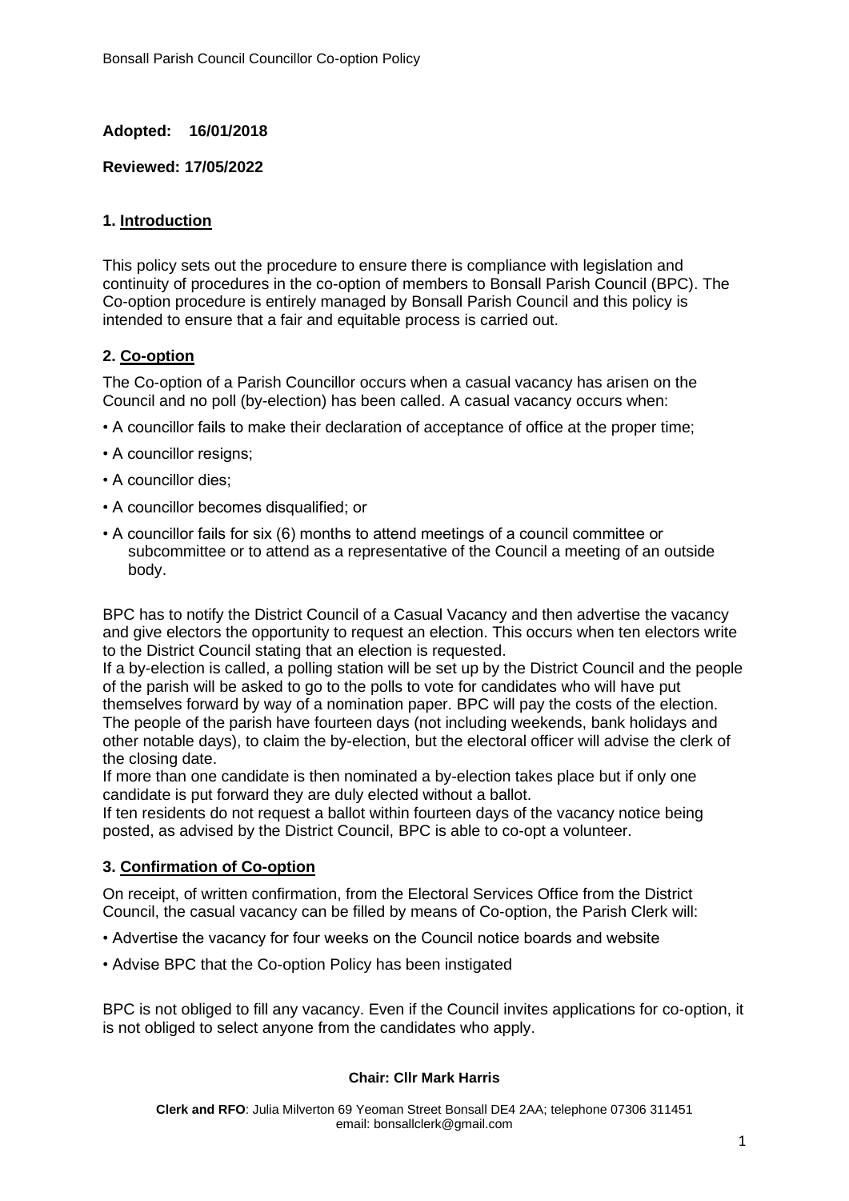**Adopted: 16/01/2018**

**Reviewed: 17/05/2022**

## 1. Introduction

This policy sets out the procedure to ensure there is compliance with legislation and continuity of procedures in the co-option of members to Bonsall Parish Council (BPC). The Co-option procedure is entirely managed by Bonsall Parish Council and this policy is intended to ensure that a fair and equitable process is carried out.

## 2. Co-option

The Co-option of a Parish Councillor occurs when a casual vacancy has arisen on the Council and no poll (by-election) has been called. A casual vacancy occurs when:

- A councillor fails to make their declaration of acceptance of office at the proper time;
- A councillor resigns;
- A councillor dies;
- A councillor becomes disqualified; or
- A councillor fails for six (6) months to attend meetings of a council committee or subcommittee or to attend as a representative of the Council a meeting of an outside body.

BPC has to notify the District Council of a Casual Vacancy and then advertise the vacancy and give electors the opportunity to request an election. This occurs when ten electors write to the District Council stating that an election is requested.

If a by-election is called, a polling station will be set up by the District Council and the people of the parish will be asked to go to the polls to vote for candidates who will have put themselves forward by way of a nomination paper. BPC will pay the costs of the election. The people of the parish have fourteen days (not including weekends, bank holidays and other notable days), to claim the by-election, but the electoral officer will advise the clerk of the closing date.

If more than one candidate is then nominated a by-election takes place but if only one candidate is put forward they are duly elected without a ballot.

If ten residents do not request a ballot within fourteen days of the vacancy notice being posted, as advised by the District Council, BPC is able to co-opt a volunteer.

## 3. Confirmation of Co-option

On receipt, of written confirmation, from the Electoral Services Office from the District Council, the casual vacancy can be filled by means of Co-option, the Parish Clerk will:

- Advertise the vacancy for four weeks on the Council notice boards and website
- Advise BPC that the Co-option Policy has been instigated

BPC is not obliged to fill any vacancy. Even if the Council invites applications for co-option, it is not obliged to select anyone from the candidates who apply.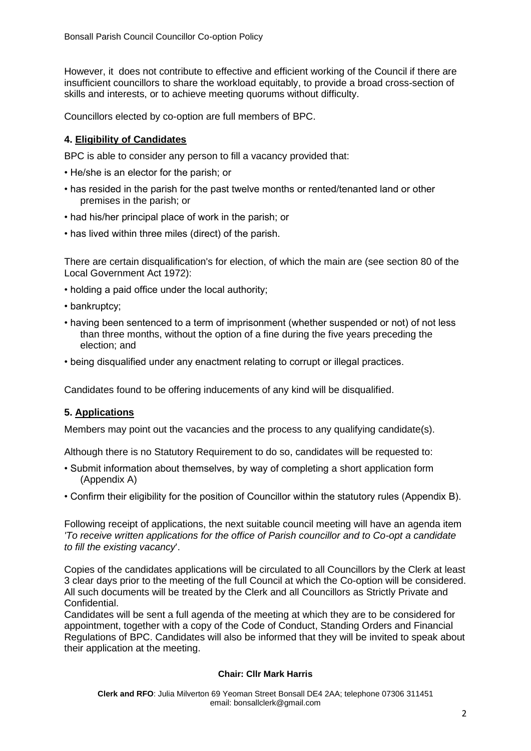However, it does not contribute to effective and efficient working of the Council if there are insufficient councillors to share the workload equitably, to provide a broad cross-section of skills and interests, or to achieve meeting quorums without difficulty.

Councillors elected by co-option are full members of BPC.

## 4. Eligibility of Candidates

BPC is able to consider any person to fill a vacancy provided that:

- He/she is an elector for the parish; or
- has resided in the parish for the past twelve months or rented/tenanted land or other premises in the parish; or
- had his/her principal place of work in the parish; or
- has lived within three miles (direct) of the parish.

There are certain disqualification's for election, of which the main are (see section 80 of the Local Government Act 1972):

- holding a paid office under the local authority;
- bankruptcy;
- having been sentenced to a term of imprisonment (whether suspended or not) of not less than three months, without the option of a fine during the five years preceding the election; and
- being disqualified under any enactment relating to corrupt or illegal practices.

Candidates found to be offering inducements of any kind will be disqualified.

## 5. Applications

Members may point out the vacancies and the process to any qualifying candidate(s).

Although there is no Statutory Requirement to do so, candidates will be requested to:

- Submit information about themselves, by way of completing a short application form (Appendix A)
- Confirm their eligibility for the position of Councillor within the statutory rules (Appendix B).

Following receipt of applications, the next suitable council meeting will have an agenda item '*To receive written applications for the office of Parish councillor and to Co-opt a candidate to fill the existing vacancy*'.

Copies of the candidates applications will be circulated to all Councillors by the Clerk at least 3 clear days prior to the meeting of the full Council at which the Co-option will be considered. All such documents will be treated by the Clerk and all Councillors as Strictly Private and Confidential.
Candidates will be sent a full agenda of the meeting at which they are to be considered for appointment, together with a copy of the Code of Conduct, Standing Orders and Financial Regulations of BPC. Candidates will also be informed that they will be invited to speak about their application at the meeting.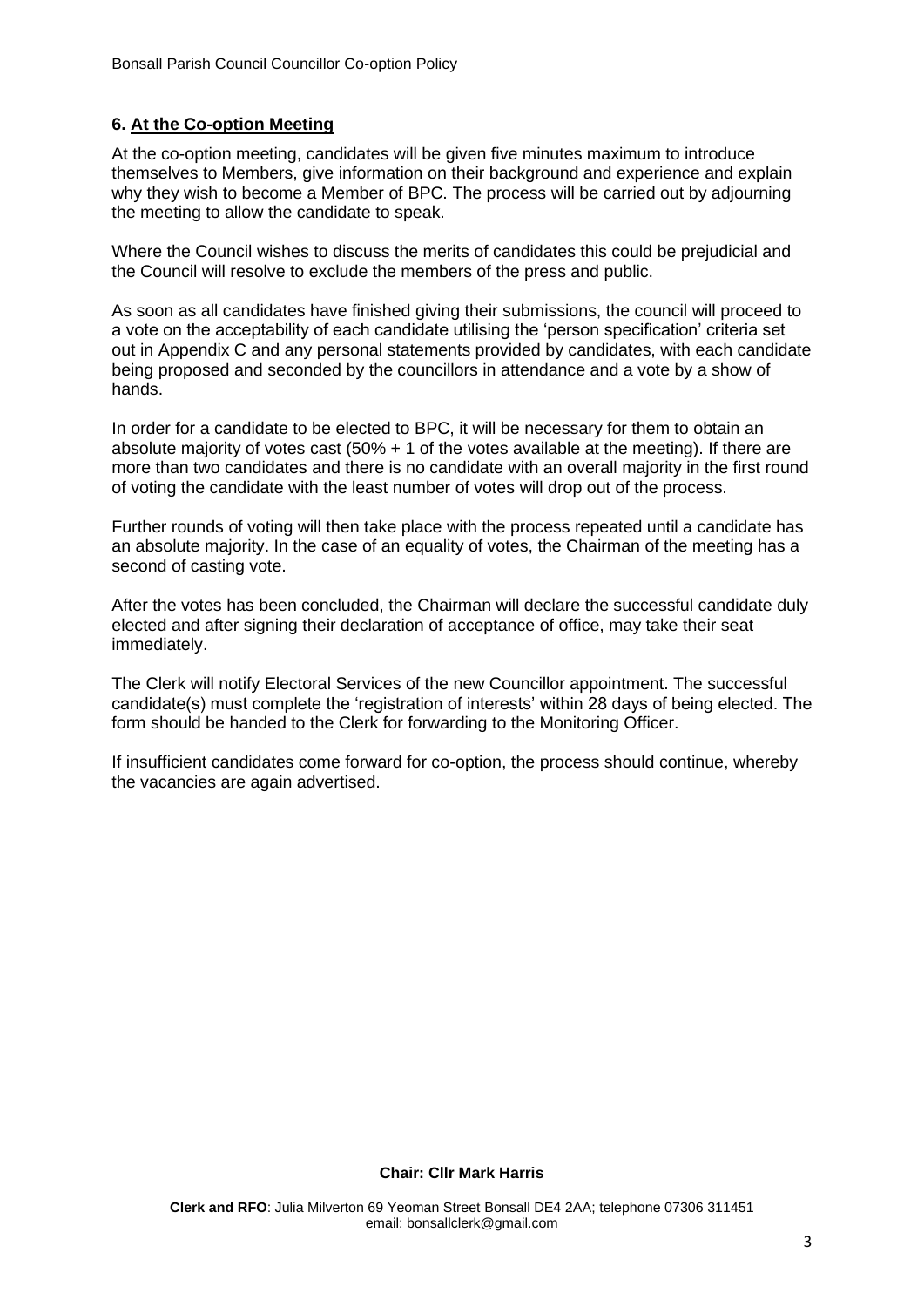## 6. At the Co-option Meeting

At the co-option meeting, candidates will be given five minutes maximum to introduce themselves to Members, give information on their background and experience and explain why they wish to become a Member of BPC. The process will be carried out by adjourning the meeting to allow the candidate to speak.

Where the Council wishes to discuss the merits of candidates this could be prejudicial and the Council will resolve to exclude the members of the press and public.

As soon as all candidates have finished giving their submissions, the council will proceed to a vote on the acceptability of each candidate utilising the 'person specification' criteria set out in Appendix C and any personal statements provided by candidates, with each candidate being proposed and seconded by the councillors in attendance and a vote by a show of hands.

In order for a candidate to be elected to BPC, it will be necessary for them to obtain an absolute majority of votes cast (50% + 1 of the votes available at the meeting). If there are more than two candidates and there is no candidate with an overall majority in the first round of voting the candidate with the least number of votes will drop out of the process.

Further rounds of voting will then take place with the process repeated until a candidate has an absolute majority. In the case of an equality of votes, the Chairman of the meeting has a second of casting vote.

After the votes has been concluded, the Chairman will declare the successful candidate duly elected and after signing their declaration of acceptance of office, may take their seat immediately.

The Clerk will notify Electoral Services of the new Councillor appointment. The successful candidate(s) must complete the 'registration of interests' within 28 days of being elected. The form should be handed to the Clerk for forwarding to the Monitoring Officer.

If insufficient candidates come forward for co-option, the process should continue, whereby the vacancies are again advertised.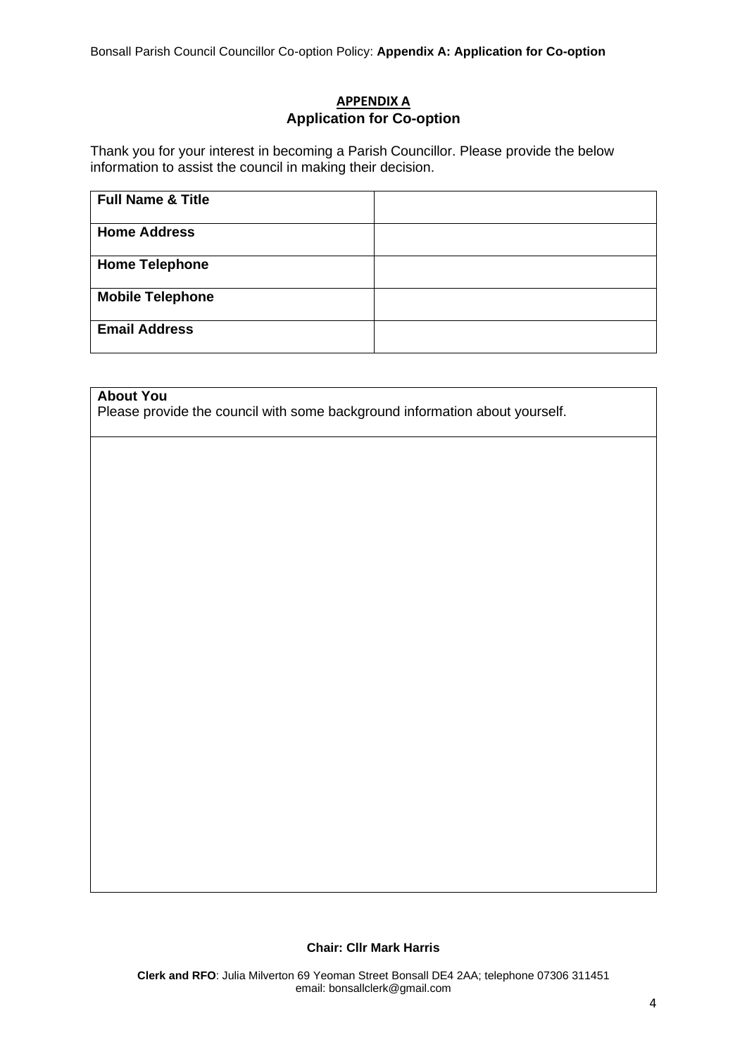## APPENDIX A
## Application for Co-option

Thank you for your interest in becoming a Parish Councillor. Please provide the below information to assist the council in making their decision.

| | |
|---|---|
| **Full Name & Title** | |
| **Home Address** | |
| **Home Telephone** | |
| **Mobile Telephone** | |
| **Email Address** | |

| |
|---|
| **About You**<br>Please provide the council with some background information about yourself. |
| |

**Chair: Cllr Mark Harris**

**Clerk and RFO**: Julia Milverton 69 Yeoman Street Bonsall DE4 2AA; telephone 07306 311451
email: bonsallclerk@gmail.com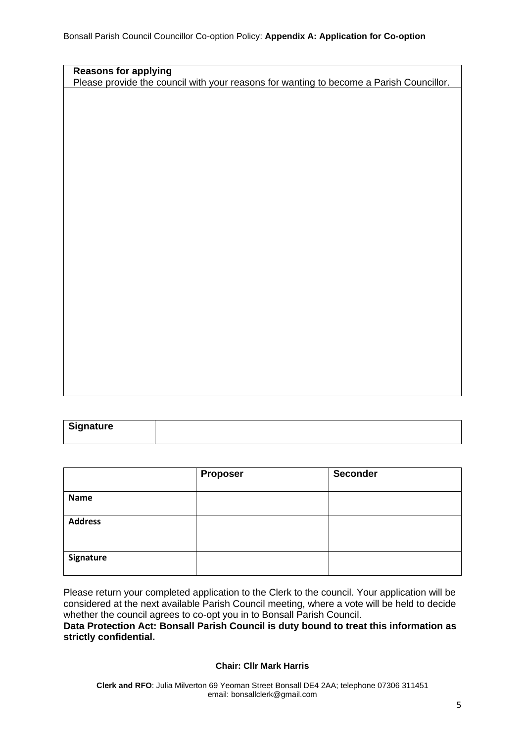| **Reasons for applying** Please provide the council with your reasons for wanting to become a Parish Councillor. |
|---|
| |

| **Signature** | |
|---|---|

| | **Proposer** | **Seconder** |
|---|---|---|
| **Name** | | |
| **Address** | | |
| **Signature** | | |

Please return your completed application to the Clerk to the council. Your application will be considered at the next available Parish Council meeting, where a vote will be held to decide whether the council agrees to co-opt you in to Bonsall Parish Council.

**Data Protection Act: Bonsall Parish Council is duty bound to treat this information as strictly confidential.**

**Chair: Cllr Mark Harris**

**Clerk and RFO**: Julia Milverton 69 Yeoman Street Bonsall DE4 2AA; telephone 07306 311451 email: bonsallclerk@gmail.com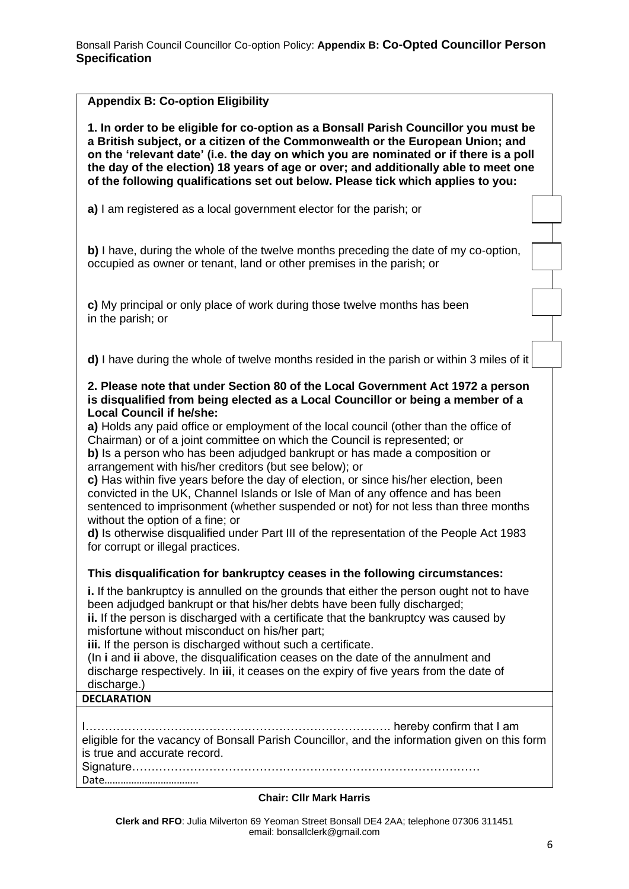## Appendix B: Co-option Eligibility

**1. In order to be eligible for co-option as a Bonsall Parish Councillor you must be a British subject, or a citizen of the Commonwealth or the European Union; and on the 'relevant date' (i.e. the day on which you are nominated or if there is a poll the day of the election) 18 years of age or over; and additionally able to meet one of the following qualifications set out below. Please tick which applies to you:**

**a)** I am registered as a local government elector for the parish; or ☐

**b)** I have, during the whole of the twelve months preceding the date of my co-option, occupied as owner or tenant, land or other premises in the parish; or ☐

**c)** My principal or only place of work during those twelve months has been in the parish; or ☐

**d)** I have during the whole of twelve months resided in the parish or within 3 miles of it ☐

**2. Please note that under Section 80 of the Local Government Act 1972 a person is disqualified from being elected as a Local Councillor or being a member of a Local Council if he/she:**

**a)** Holds any paid office or employment of the local council (other than the office of Chairman) or of a joint committee on which the Council is represented; or

**b)** Is a person who has been adjudged bankrupt or has made a composition or arrangement with his/her creditors (but see below); or

**c)** Has within five years before the day of election, or since his/her election, been convicted in the UK, Channel Islands or Isle of Man of any offence and has been sentenced to imprisonment (whether suspended or not) for not less than three months without the option of a fine; or

**d)** Is otherwise disqualified under Part III of the representation of the People Act 1983 for corrupt or illegal practices.

**This disqualification for bankruptcy ceases in the following circumstances:**

**i.** If the bankruptcy is annulled on the grounds that either the person ought not to have been adjudged bankrupt or that his/her debts have been fully discharged;

**ii.** If the person is discharged with a certificate that the bankruptcy was caused by misfortune without misconduct on his/her part;

**iii.** If the person is discharged without such a certificate.

(In **i** and **ii** above, the disqualification ceases on the date of the annulment and discharge respectively. In **iii**, it ceases on the expiry of five years from the date of discharge.)

**DECLARATION**

I……………………………………………………………………… hereby confirm that I am eligible for the vacancy of Bonsall Parish Councillor, and the information given on this form is true and accurate record.

Signature………………………………………………………………………………

Date……………………………..

**Chair: Cllr Mark Harris**

**Clerk and RFO**: Julia Milverton 69 Yeoman Street Bonsall DE4 2AA; telephone 07306 311451 email: bonsallclerk@gmail.com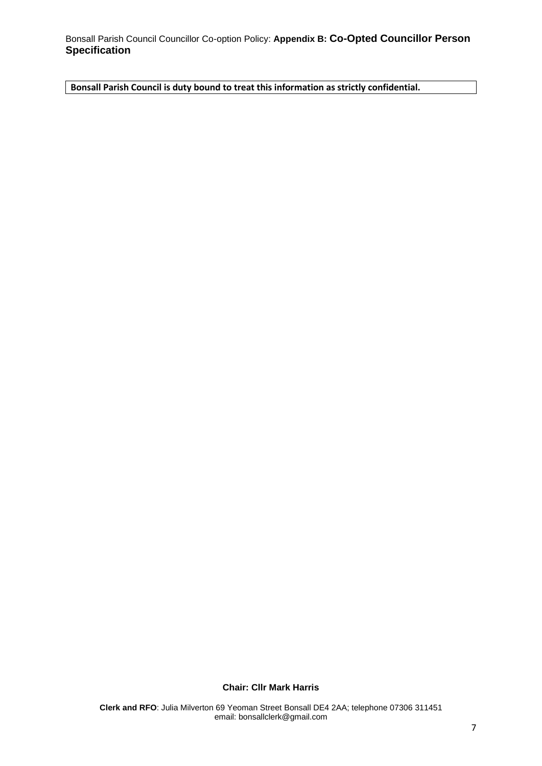**Bonsall Parish Council is duty bound to treat this information as strictly confidential.**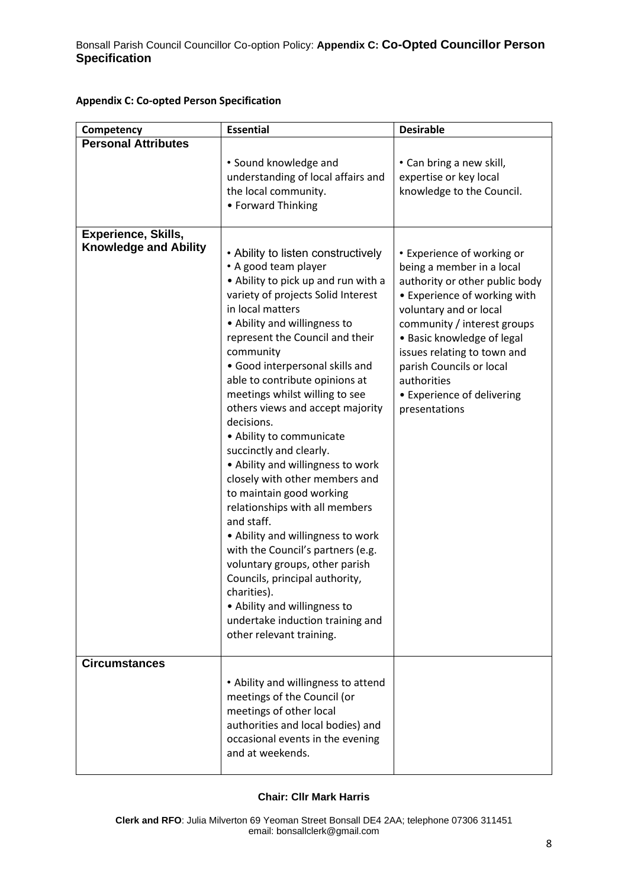## Appendix C: Co-opted Person Specification

| Competency | Essential | Desirable |
|---|---|---|
| **Personal Attributes** | • Sound knowledge and understanding of local affairs and the local community.<br>• Forward Thinking | • Can bring a new skill, expertise or key local knowledge to the Council. |
| **Experience, Skills, Knowledge and Ability** | • Ability to listen constructively<br>• A good team player<br>• Ability to pick up and run with a variety of projects Solid Interest in local matters<br>• Ability and willingness to represent the Council and their community<br>• Good interpersonal skills and able to contribute opinions at meetings whilst willing to see others views and accept majority decisions.<br>• Ability to communicate succinctly and clearly.<br>• Ability and willingness to work closely with other members and to maintain good working relationships with all members and staff.<br>• Ability and willingness to work with the Council's partners (e.g. voluntary groups, other parish Councils, principal authority, charities).<br>• Ability and willingness to undertake induction training and other relevant training. | • Experience of working or being a member in a local authority or other public body<br>• Experience of working with voluntary and or local community / interest groups<br>• Basic knowledge of legal issues relating to town and parish Councils or local authorities<br>• Experience of delivering presentations |
| **Circumstances** | • Ability and willingness to attend meetings of the Council (or meetings of other local authorities and local bodies) and occasional events in the evening and at weekends. | |